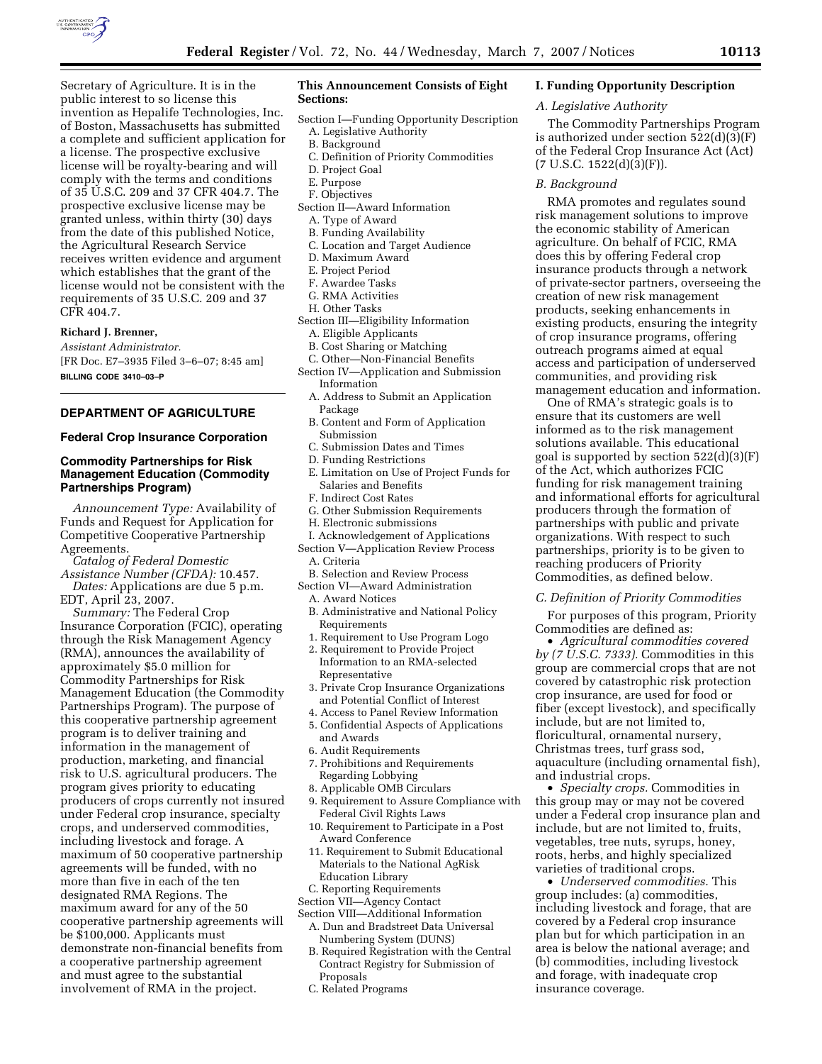Secretary of Agriculture. It is in the public interest to so license this invention as Hepalife Technologies, Inc. of Boston, Massachusetts has submitted a complete and sufficient application for a license. The prospective exclusive license will be royalty-bearing and will comply with the terms and conditions of 35 U.S.C. 209 and 37 CFR 404.7. The prospective exclusive license may be granted unless, within thirty (30) days from the date of this published Notice, the Agricultural Research Service receives written evidence and argument which establishes that the grant of the license would not be consistent with the requirements of 35 U.S.C. 209 and 37 CFR 404.7.

**Richard J. Brenner,**

*Assistant Administrator.*

[FR Doc. E7–3935 Filed 3–6–07; 8:45 am]

**BILLING CODE 3410–03–P**

## DEPARTMENT OF AGRICULTURE

### Federal Crop Insurance Corporation

### Commodity Partnerships for Risk Management Education (Commodity Partnerships Program)

*Announcement Type:* Availability of Funds and Request for Application for Competitive Cooperative Partnership Agreements.

*Catalog of Federal Domestic Assistance Number (CFDA):* 10.457.

*Dates:* Applications are due 5 p.m. EDT, April 23, 2007.

*Summary:* The Federal Crop Insurance Corporation (FCIC), operating through the Risk Management Agency (RMA), announces the availability of approximately $5.0 million for Commodity Partnerships for Risk Management Education (the Commodity Partnerships Program). The purpose of this cooperative partnership agreement program is to deliver training and information in the management of production, marketing, and financial risk to U.S. agricultural producers. The program gives priority to educating producers of crops currently not insured under Federal crop insurance, specialty crops, and underserved commodities, including livestock and forage. A maximum of 50 cooperative partnership agreements will be funded, with no more than five in each of the ten designated RMA Regions. The maximum award for any of the 50 cooperative partnership agreements will be $100,000. Applicants must demonstrate non-financial benefits from a cooperative partnership agreement and must agree to the substantial involvement of RMA in the project.

**This Announcement Consists of Eight Sections:**

Section I—Funding Opportunity Description
- A. Legislative Authority
- B. Background
- C. Definition of Priority Commodities
- D. Project Goal
- E. Purpose
- F. Objectives

Section II—Award Information
- A. Type of Award
- B. Funding Availability
- C. Location and Target Audience
- D. Maximum Award
- E. Project Period
- F. Awardee Tasks
- G. RMA Activities
- H. Other Tasks

Section III—Eligibility Information
- A. Eligible Applicants
- B. Cost Sharing or Matching
- C. Other—Non-Financial Benefits

Section IV—Application and Submission Information
- A. Address to Submit an Application Package
- B. Content and Form of Application Submission
- C. Submission Dates and Times
- D. Funding Restrictions
- E. Limitation on Use of Project Funds for Salaries and Benefits
- F. Indirect Cost Rates
- G. Other Submission Requirements
- H. Electronic submissions
- I. Acknowledgement of Applications

Section V—Application Review Process
- A. Criteria
- B. Selection and Review Process

Section VI—Award Administration
- A. Award Notices
- B. Administrative and National Policy Requirements
  1. Requirement to Use Program Logo
  2. Requirement to Provide Project Information to an RMA-selected Representative
  3. Private Crop Insurance Organizations and Potential Conflict of Interest
  4. Access to Panel Review Information
  5. Confidential Aspects of Applications and Awards
  6. Audit Requirements
  7. Prohibitions and Requirements Regarding Lobbying
  8. Applicable OMB Circulars
  9. Requirement to Assure Compliance with Federal Civil Rights Laws
  10. Requirement to Participate in a Post Award Conference
  11. Requirement to Submit Educational Materials to the National AgRisk Education Library
- C. Reporting Requirements

Section VII—Agency Contact

Section VIII—Additional Information
- A. Dun and Bradstreet Data Universal Numbering System (DUNS)
- B. Required Registration with the Central Contract Registry for Submission of Proposals
- C. Related Programs

## I. Funding Opportunity Description

### *A. Legislative Authority*

The Commodity Partnerships Program is authorized under section 522(d)(3)(F) of the Federal Crop Insurance Act (Act) (7 U.S.C. 1522(d)(3)(F)).

### *B. Background*

RMA promotes and regulates sound risk management solutions to improve the economic stability of American agriculture. On behalf of FCIC, RMA does this by offering Federal crop insurance products through a network of private-sector partners, overseeing the creation of new risk management products, seeking enhancements in existing products, ensuring the integrity of crop insurance programs, offering outreach programs aimed at equal access and participation of underserved communities, and providing risk management education and information.

One of RMA's strategic goals is to ensure that its customers are well informed as to the risk management solutions available. This educational goal is supported by section 522(d)(3)(F) of the Act, which authorizes FCIC funding for risk management training and informational efforts for agricultural producers through the formation of partnerships with public and private organizations. With respect to such partnerships, priority is to be given to reaching producers of Priority Commodities, as defined below.

### *C. Definition of Priority Commodities*

For purposes of this program, Priority Commodities are defined as:

- *Agricultural commodities covered by (7 U.S.C. 7333).* Commodities in this group are commercial crops that are not covered by catastrophic risk protection crop insurance, are used for food or fiber (except livestock), and specifically include, but are not limited to, floricultural, ornamental nursery, Christmas trees, turf grass sod, aquaculture (including ornamental fish), and industrial crops.
- *Specialty crops.* Commodities in this group may or may not be covered under a Federal crop insurance plan and include, but are not limited to, fruits, vegetables, tree nuts, syrups, honey, roots, herbs, and highly specialized varieties of traditional crops.
- *Underserved commodities.* This group includes: (a) commodities, including livestock and forage, that are covered by a Federal crop insurance plan but for which participation in an area is below the national average; and (b) commodities, including livestock and forage, with inadequate crop insurance coverage.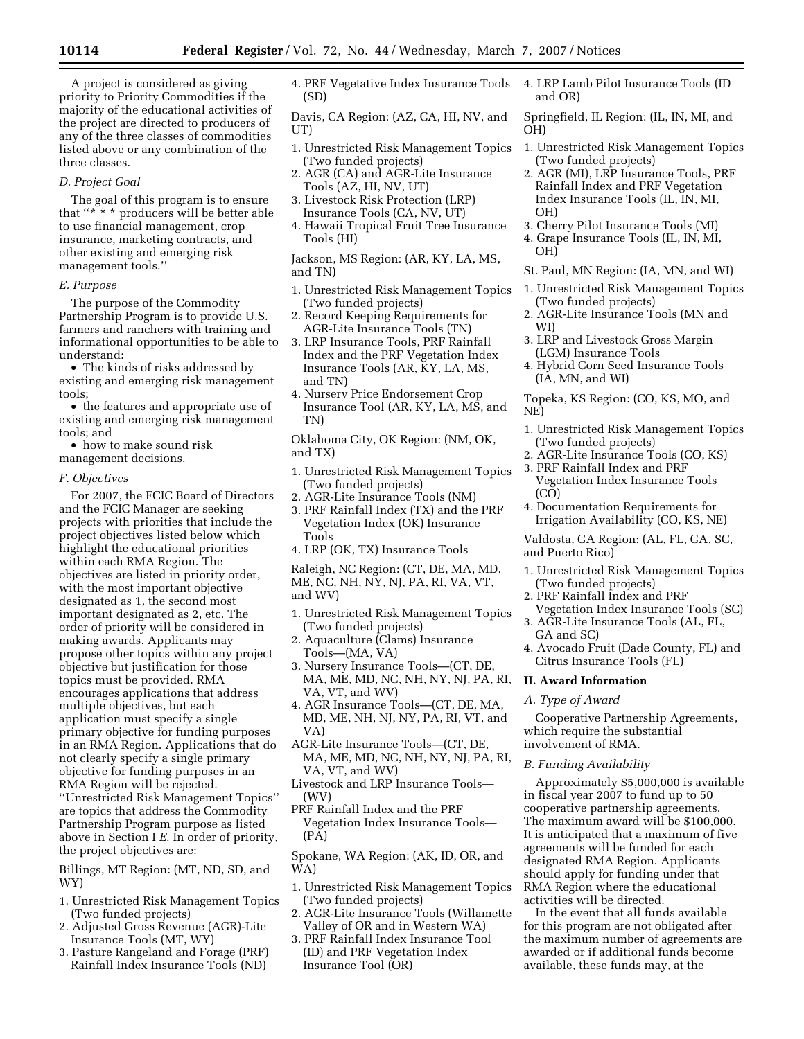A project is considered as giving priority to Priority Commodities if the majority of the educational activities of the project are directed to producers of any of the three classes of commodities listed above or any combination of the three classes.

*D. Project Goal*

The goal of this program is to ensure that ''* * * producers will be better able to use financial management, crop insurance, marketing contracts, and other existing and emerging risk management tools.''

*E. Purpose*

The purpose of the Commodity Partnership Program is to provide U.S. farmers and ranchers with training and informational opportunities to be able to understand:

- The kinds of risks addressed by existing and emerging risk management tools;
- the features and appropriate use of existing and emerging risk management tools; and
- how to make sound risk management decisions.

*F. Objectives*

For 2007, the FCIC Board of Directors and the FCIC Manager are seeking projects with priorities that include the project objectives listed below which highlight the educational priorities within each RMA Region. The objectives are listed in priority order, with the most important objective designated as 1, the second most important designated as 2, etc. The order of priority will be considered in making awards. Applicants may propose other topics within any project objective but justification for those topics must be provided. RMA encourages applications that address multiple objectives, but each application must specify a single primary objective for funding purposes in an RMA Region. Applications that do not clearly specify a single primary objective for funding purposes in an RMA Region will be rejected. ''Unrestricted Risk Management Topics'' are topics that address the Commodity Partnership Program purpose as listed above in Section I *E.* In order of priority, the project objectives are:

Billings, MT Region: (MT, ND, SD, and WY)

1. Unrestricted Risk Management Topics (Two funded projects)
2. Adjusted Gross Revenue (AGR)-Lite Insurance Tools (MT, WY)
3. Pasture Rangeland and Forage (PRF) Rainfall Index Insurance Tools (ND)
4. PRF Vegetative Index Insurance Tools (SD)

Davis, CA Region: (AZ, CA, HI, NV, and UT)

1. Unrestricted Risk Management Topics (Two funded projects)
2. AGR (CA) and AGR-Lite Insurance Tools (AZ, HI, NV, UT)
3. Livestock Risk Protection (LRP) Insurance Tools (CA, NV, UT)
4. Hawaii Tropical Fruit Tree Insurance Tools (HI)

Jackson, MS Region: (AR, KY, LA, MS, and TN)

1. Unrestricted Risk Management Topics (Two funded projects)
2. Record Keeping Requirements for AGR-Lite Insurance Tools (TN)
3. LRP Insurance Tools, PRF Rainfall Index and the PRF Vegetation Index Insurance Tools (AR, KY, LA, MS, and TN)
4. Nursery Price Endorsement Crop Insurance Tool (AR, KY, LA, MS, and TN)

Oklahoma City, OK Region: (NM, OK, and TX)

1. Unrestricted Risk Management Topics (Two funded projects)
2. AGR-Lite Insurance Tools (NM)
3. PRF Rainfall Index (TX) and the PRF Vegetation Index (OK) Insurance Tools
4. LRP (OK, TX) Insurance Tools

Raleigh, NC Region: (CT, DE, MA, MD, ME, NC, NH, NY, NJ, PA, RI, VA, VT, and WV)

1. Unrestricted Risk Management Topics (Two funded projects)
2. Aquaculture (Clams) Insurance Tools—(MA, VA)
3. Nursery Insurance Tools—(CT, DE, MA, ME, MD, NC, NH, NY, NJ, PA, RI, VA, VT, and WV)
4. AGR Insurance Tools—(CT, DE, MA, MD, ME, NH, NJ, NY, PA, RI, VT, and VA)

AGR-Lite Insurance Tools—(CT, DE, MA, ME, MD, NC, NH, NY, NJ, PA, RI, VA, VT, and WV)

Livestock and LRP Insurance Tools—(WV)

PRF Rainfall Index and the PRF Vegetation Index Insurance Tools—(PA)

Spokane, WA Region: (AK, ID, OR, and WA)

1. Unrestricted Risk Management Topics (Two funded projects)
2. AGR-Lite Insurance Tools (Willamette Valley of OR and in Western WA)
3. PRF Rainfall Index Insurance Tool (ID) and PRF Vegetation Index Insurance Tool (OR)
4. LRP Lamb Pilot Insurance Tools (ID and OR)

Springfield, IL Region: (IL, IN, MI, and OH)

1. Unrestricted Risk Management Topics (Two funded projects)
2. AGR (MI), LRP Insurance Tools, PRF Rainfall Index and PRF Vegetation Index Insurance Tools (IL, IN, MI, OH)
3. Cherry Pilot Insurance Tools (MI)
4. Grape Insurance Tools (IL, IN, MI, OH)

St. Paul, MN Region: (IA, MN, and WI)

1. Unrestricted Risk Management Topics (Two funded projects)
2. AGR-Lite Insurance Tools (MN and WI)
3. LRP and Livestock Gross Margin (LGM) Insurance Tools
4. Hybrid Corn Seed Insurance Tools (IA, MN, and WI)

Topeka, KS Region: (CO, KS, MO, and NE)

1. Unrestricted Risk Management Topics (Two funded projects)
2. AGR-Lite Insurance Tools (CO, KS)
3. PRF Rainfall Index and PRF Vegetation Index Insurance Tools (CO)
4. Documentation Requirements for Irrigation Availability (CO, KS, NE)

Valdosta, GA Region: (AL, FL, GA, SC, and Puerto Rico)

1. Unrestricted Risk Management Topics (Two funded projects)
2. PRF Rainfall Index and PRF Vegetation Index Insurance Tools (SC)
3. AGR-Lite Insurance Tools (AL, FL, GA and SC)
4. Avocado Fruit (Dade County, FL) and Citrus Insurance Tools (FL)

## II. Award Information

*A. Type of Award*

Cooperative Partnership Agreements, which require the substantial involvement of RMA.

*B. Funding Availability*

Approximately $5,000,000 is available in fiscal year 2007 to fund up to 50 cooperative partnership agreements. The maximum award will be $100,000. It is anticipated that a maximum of five agreements will be funded for each designated RMA Region. Applicants should apply for funding under that RMA Region where the educational activities will be directed.

In the event that all funds available for this program are not obligated after the maximum number of agreements are awarded or if additional funds become available, these funds may, at the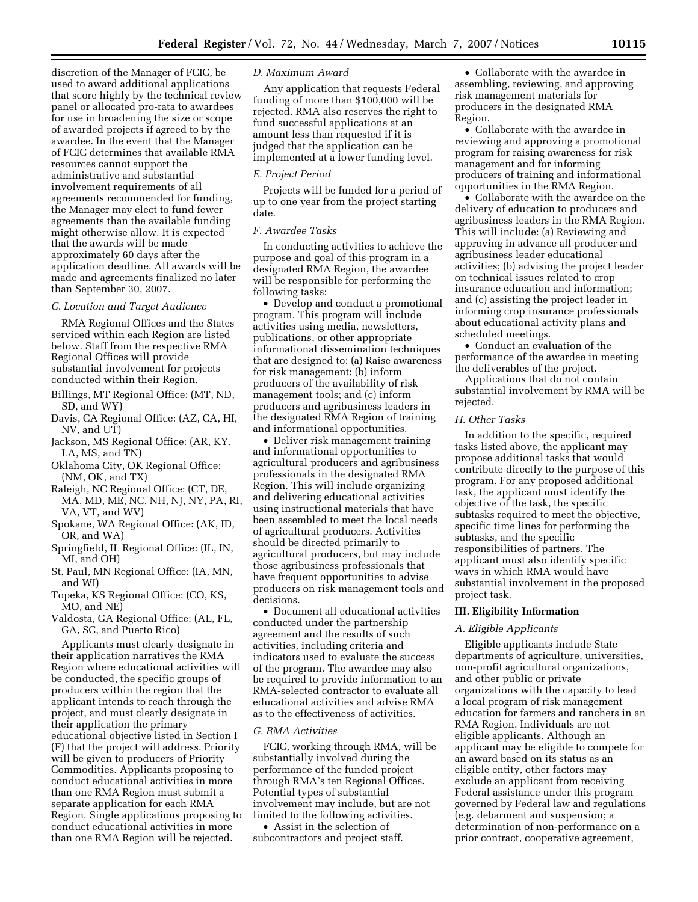discretion of the Manager of FCIC, be used to award additional applications that score highly by the technical review panel or allocated pro-rata to awardees for use in broadening the size or scope of awarded projects if agreed to by the awardee. In the event that the Manager of FCIC determines that available RMA resources cannot support the administrative and substantial involvement requirements of all agreements recommended for funding, the Manager may elect to fund fewer agreements than the available funding might otherwise allow. It is expected that the awards will be made approximately 60 days after the application deadline. All awards will be made and agreements finalized no later than September 30, 2007.

### *C. Location and Target Audience*

RMA Regional Offices and the States serviced within each Region are listed below. Staff from the respective RMA Regional Offices will provide substantial involvement for projects conducted within their Region.

- Billings, MT Regional Office: (MT, ND, SD, and WY)
- Davis, CA Regional Office: (AZ, CA, HI, NV, and UT)
- Jackson, MS Regional Office: (AR, KY, LA, MS, and TN)
- Oklahoma City, OK Regional Office: (NM, OK, and TX)
- Raleigh, NC Regional Office: (CT, DE, MA, MD, ME, NC, NH, NJ, NY, PA, RI, VA, VT, and WV)
- Spokane, WA Regional Office: (AK, ID, OR, and WA)
- Springfield, IL Regional Office: (IL, IN, MI, and OH)
- St. Paul, MN Regional Office: (IA, MN, and WI)
- Topeka, KS Regional Office: (CO, KS, MO, and NE)
- Valdosta, GA Regional Office: (AL, FL, GA, SC, and Puerto Rico)

Applicants must clearly designate in their application narratives the RMA Region where educational activities will be conducted, the specific groups of producers within the region that the applicant intends to reach through the project, and must clearly designate in their application the primary educational objective listed in Section I (F) that the project will address. Priority will be given to producers of Priority Commodities. Applicants proposing to conduct educational activities in more than one RMA Region must submit a separate application for each RMA Region. Single applications proposing to conduct educational activities in more than one RMA Region will be rejected.

### *D. Maximum Award*

Any application that requests Federal funding of more than $100,000 will be rejected. RMA also reserves the right to fund successful applications at an amount less than requested if it is judged that the application can be implemented at a lower funding level.

### *E. Project Period*

Projects will be funded for a period of up to one year from the project starting date.

### *F. Awardee Tasks*

In conducting activities to achieve the purpose and goal of this program in a designated RMA Region, the awardee will be responsible for performing the following tasks:

- Develop and conduct a promotional program. This program will include activities using media, newsletters, publications, or other appropriate informational dissemination techniques that are designed to: (a) Raise awareness for risk management; (b) inform producers of the availability of risk management tools; and (c) inform producers and agribusiness leaders in the designated RMA Region of training and informational opportunities.
- Deliver risk management training and informational opportunities to agricultural producers and agribusiness professionals in the designated RMA Region. This will include organizing and delivering educational activities using instructional materials that have been assembled to meet the local needs of agricultural producers. Activities should be directed primarily to agricultural producers, but may include those agribusiness professionals that have frequent opportunities to advise producers on risk management tools and decisions.
- Document all educational activities conducted under the partnership agreement and the results of such activities, including criteria and indicators used to evaluate the success of the program. The awardee may also be required to provide information to an RMA-selected contractor to evaluate all educational activities and advise RMA as to the effectiveness of activities.

### *G. RMA Activities*

FCIC, working through RMA, will be substantially involved during the performance of the funded project through RMA's ten Regional Offices. Potential types of substantial involvement may include, but are not limited to the following activities.

- Assist in the selection of subcontractors and project staff.
- Collaborate with the awardee in assembling, reviewing, and approving risk management materials for producers in the designated RMA Region.
- Collaborate with the awardee in reviewing and approving a promotional program for raising awareness for risk management and for informing producers of training and informational opportunities in the RMA Region.
- Collaborate with the awardee on the delivery of education to producers and agribusiness leaders in the RMA Region. This will include: (a) Reviewing and approving in advance all producer and agribusiness leader educational activities; (b) advising the project leader on technical issues related to crop insurance education and information; and (c) assisting the project leader in informing crop insurance professionals about educational activity plans and scheduled meetings.
- Conduct an evaluation of the performance of the awardee in meeting the deliverables of the project.

Applications that do not contain substantial involvement by RMA will be rejected.

### *H. Other Tasks*

In addition to the specific, required tasks listed above, the applicant may propose additional tasks that would contribute directly to the purpose of this program. For any proposed additional task, the applicant must identify the objective of the task, the specific subtasks required to meet the objective, specific time lines for performing the subtasks, and the specific responsibilities of partners. The applicant must also identify specific ways in which RMA would have substantial involvement in the proposed project task.

## III. Eligibility Information

### *A. Eligible Applicants*

Eligible applicants include State departments of agriculture, universities, non-profit agricultural organizations, and other public or private organizations with the capacity to lead a local program of risk management education for farmers and ranchers in an RMA Region. Individuals are not eligible applicants. Although an applicant may be eligible to compete for an award based on its status as an eligible entity, other factors may exclude an applicant from receiving Federal assistance under this program governed by Federal law and regulations (e.g. debarment and suspension; a determination of non-performance on a prior contract, cooperative agreement,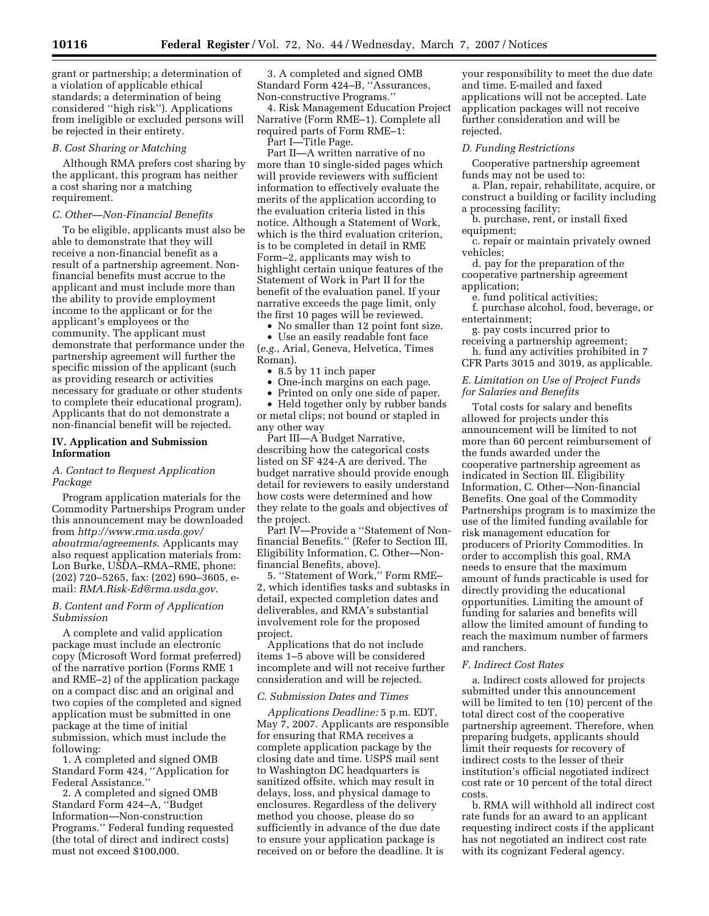grant or partnership; a determination of a violation of applicable ethical standards; a determination of being considered ''high risk''). Applications from ineligible or excluded persons will be rejected in their entirety.

*B. Cost Sharing or Matching*

Although RMA prefers cost sharing by the applicant, this program has neither a cost sharing nor a matching requirement.

*C. Other—Non-Financial Benefits*

To be eligible, applicants must also be able to demonstrate that they will receive a non-financial benefit as a result of a partnership agreement. Non-financial benefits must accrue to the applicant and must include more than the ability to provide employment income to the applicant or for the applicant's employees or the community. The applicant must demonstrate that performance under the partnership agreement will further the specific mission of the applicant (such as providing research or activities necessary for graduate or other students to complete their educational program). Applicants that do not demonstrate a non-financial benefit will be rejected.

## IV. Application and Submission Information

*A. Contact to Request Application Package*

Program application materials for the Commodity Partnerships Program under this announcement may be downloaded from *http://www.rma.usda.gov/aboutrma/agreements*. Applicants may also request application materials from: Lon Burke, USDA–RMA–RME, phone: (202) 720–5265, fax: (202) 690–3605, e-mail: *RMA.Risk-Ed@rma.usda.gov*.

*B. Content and Form of Application Submission*

A complete and valid application package must include an electronic copy (Microsoft Word format preferred) of the narrative portion (Forms RME 1 and RME–2) of the application package on a compact disc and an original and two copies of the completed and signed application must be submitted in one package at the time of initial submission, which must include the following:

1. A completed and signed OMB Standard Form 424, ''Application for Federal Assistance.''

2. A completed and signed OMB Standard Form 424–A, ''Budget Information—Non-construction Programs.'' Federal funding requested (the total of direct and indirect costs) must not exceed $100,000.

3. A completed and signed OMB Standard Form 424–B, ''Assurances, Non-constructive Programs.''

4. Risk Management Education Project Narrative (Form RME–1). Complete all required parts of Form RME–1:

Part I—Title Page.

Part II—A written narrative of no more than 10 single-sided pages which will provide reviewers with sufficient information to effectively evaluate the merits of the application according to the evaluation criteria listed in this notice. Although a Statement of Work, which is the third evaluation criterion, is to be completed in detail in RME Form–2, applicants may wish to highlight certain unique features of the Statement of Work in Part II for the benefit of the evaluation panel. If your narrative exceeds the page limit, only the first 10 pages will be reviewed.

- No smaller than 12 point font size.
- Use an easily readable font face (*e.g.*, Arial, Geneva, Helvetica, Times Roman).
- 8.5 by 11 inch paper
- One-inch margins on each page.
- Printed on only one side of paper.
- Held together only by rubber bands or metal clips; not bound or stapled in any other way

Part III—A Budget Narrative, describing how the categorical costs listed on SF 424-A are derived. The budget narrative should provide enough detail for reviewers to easily understand how costs were determined and how they relate to the goals and objectives of the project.

Part IV—Provide a ''Statement of Non-financial Benefits.'' (Refer to Section III, Eligibility Information, C. Other—Non-financial Benefits, above).

5. ''Statement of Work,'' Form RME–2, which identifies tasks and subtasks in detail, expected completion dates and deliverables, and RMA's substantial involvement role for the proposed project.

Applications that do not include items 1–5 above will be considered incomplete and will not receive further consideration and will be rejected.

*C. Submission Dates and Times*

*Applications Deadline:* 5 p.m. EDT, May 7, 2007. Applicants are responsible for ensuring that RMA receives a complete application package by the closing date and time. USPS mail sent to Washington DC headquarters is sanitized offsite, which may result in delays, loss, and physical damage to enclosures. Regardless of the delivery method you choose, please do so sufficiently in advance of the due date to ensure your application package is received on or before the deadline. It is your responsibility to meet the due date and time. E-mailed and faxed applications will not be accepted. Late application packages will not receive further consideration and will be rejected.

*D. Funding Restrictions*

Cooperative partnership agreement funds may not be used to:

a. Plan, repair, rehabilitate, acquire, or construct a building or facility including a processing facility;

b. purchase, rent, or install fixed equipment;

c. repair or maintain privately owned vehicles;

d. pay for the preparation of the cooperative partnership agreement application;

e. fund political activities;

f. purchase alcohol, food, beverage, or entertainment;

g. pay costs incurred prior to receiving a partnership agreement;

h. fund any activities prohibited in 7 CFR Parts 3015 and 3019, as applicable.

*E. Limitation on Use of Project Funds for Salaries and Benefits*

Total costs for salary and benefits allowed for projects under this announcement will be limited to not more than 60 percent reimbursement of the funds awarded under the cooperative partnership agreement as indicated in Section III. Eligibility Information, C. Other—Non-financial Benefits. One goal of the Commodity Partnerships program is to maximize the use of the limited funding available for risk management education for producers of Priority Commodities. In order to accomplish this goal, RMA needs to ensure that the maximum amount of funds practicable is used for directly providing the educational opportunities. Limiting the amount of funding for salaries and benefits will allow the limited amount of funding to reach the maximum number of farmers and ranchers.

*F. Indirect Cost Rates*

a. Indirect costs allowed for projects submitted under this announcement will be limited to ten (10) percent of the total direct cost of the cooperative partnership agreement. Therefore, when preparing budgets, applicants should limit their requests for recovery of indirect costs to the lesser of their institution's official negotiated indirect cost rate or 10 percent of the total direct costs.

b. RMA will withhold all indirect cost rate funds for an award to an applicant requesting indirect costs if the applicant has not negotiated an indirect cost rate with its cognizant Federal agency.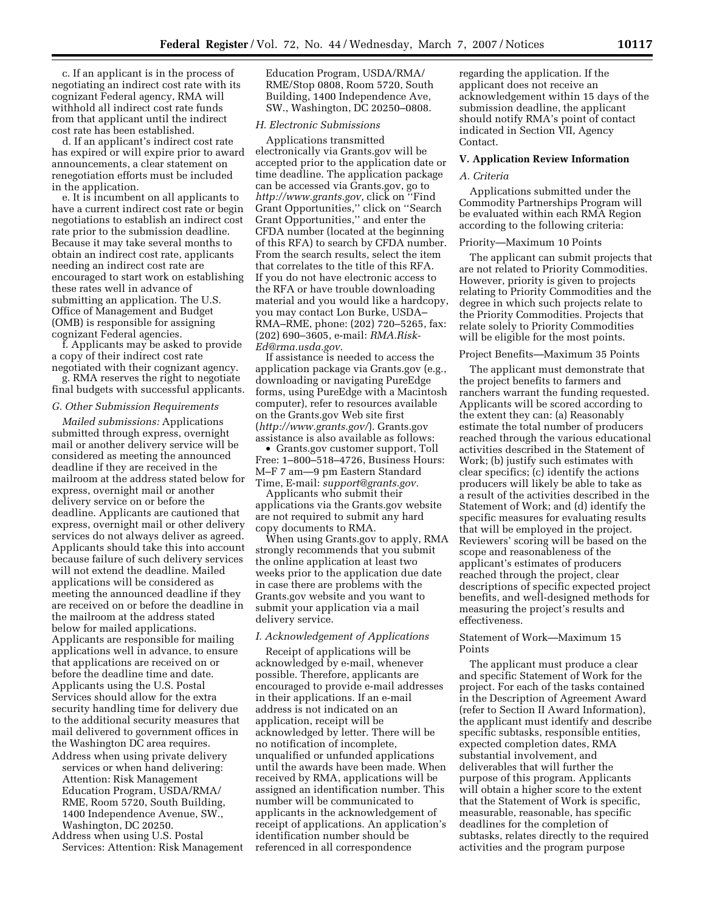c. If an applicant is in the process of negotiating an indirect cost rate with its cognizant Federal agency, RMA will withhold all indirect cost rate funds from that applicant until the indirect cost rate has been established.

d. If an applicant's indirect cost rate has expired or will expire prior to award announcements, a clear statement on renegotiation efforts must be included in the application.

e. It is incumbent on all applicants to have a current indirect cost rate or begin negotiations to establish an indirect cost rate prior to the submission deadline. Because it may take several months to obtain an indirect cost rate, applicants needing an indirect cost rate are encouraged to start work on establishing these rates well in advance of submitting an application. The U.S. Office of Management and Budget (OMB) is responsible for assigning cognizant Federal agencies.

f. Applicants may be asked to provide a copy of their indirect cost rate negotiated with their cognizant agency.

g. RMA reserves the right to negotiate final budgets with successful applicants.

### G. Other Submission Requirements

*Mailed submissions:* Applications submitted through express, overnight mail or another delivery service will be considered as meeting the announced deadline if they are received in the mailroom at the address stated below for express, overnight mail or another delivery service on or before the deadline. Applicants are cautioned that express, overnight mail or other delivery services do not always deliver as agreed. Applicants should take this into account because failure of such delivery services will not extend the deadline. Mailed applications will be considered as meeting the announced deadline if they are received on or before the deadline in the mailroom at the address stated below for mailed applications. Applicants are responsible for mailing applications well in advance, to ensure that applications are received on or before the deadline time and date. Applicants using the U.S. Postal Services should allow for the extra security handling time for delivery due to the additional security measures that mail delivered to government offices in the Washington DC area requires.

Address when using private delivery services or when hand delivering: Attention: Risk Management Education Program, USDA/RMA/RME, Room 5720, South Building, 1400 Independence Avenue, SW., Washington, DC 20250.

Address when using U.S. Postal Services: Attention: Risk Management Education Program, USDA/RMA/RME/Stop 0808, Room 5720, South Building, 1400 Independence Ave, SW., Washington, DC 20250–0808.

### H. Electronic Submissions

Applications transmitted electronically via Grants.gov will be accepted prior to the application date or time deadline. The application package can be accessed via Grants.gov, go to *http://www.grants.gov*, click on ''Find Grant Opportunities,'' click on ''Search Grant Opportunities,'' and enter the CFDA number (located at the beginning of this RFA) to search by CFDA number. From the search results, select the item that correlates to the title of this RFA. If you do not have electronic access to the RFA or have trouble downloading material and you would like a hardcopy, you may contact Lon Burke, USDA–RMA–RME, phone: (202) 720–5265, fax: (202) 690–3605, e-mail: *RMA.Risk-Ed@rma.usda.gov.*

If assistance is needed to access the application package via Grants.gov (e.g., downloading or navigating PureEdge forms, using PureEdge with a Macintosh computer), refer to resources available on the Grants.gov Web site first (*http://www.grants.gov/*). Grants.gov assistance is also available as follows:

- Grants.gov customer support, Toll Free: 1–800–518–4726, Business Hours: M–F 7 am—9 pm Eastern Standard Time, E-mail: *support@grants.gov.*

Applicants who submit their applications via the Grants.gov website are not required to submit any hard copy documents to RMA.

When using Grants.gov to apply, RMA strongly recommends that you submit the online application at least two weeks prior to the application due date in case there are problems with the Grants.gov website and you want to submit your application via a mail delivery service.

### I. Acknowledgement of Applications

Receipt of applications will be acknowledged by e-mail, whenever possible. Therefore, applicants are encouraged to provide e-mail addresses in their applications. If an e-mail address is not indicated on an application, receipt will be acknowledged by letter. There will be no notification of incomplete, unqualified or unfunded applications until the awards have been made. When received by RMA, applications will be assigned an identification number. This number will be communicated to applicants in the acknowledgement of receipt of applications. An application's identification number should be referenced in all correspondence regarding the application. If the applicant does not receive an acknowledgement within 15 days of the submission deadline, the applicant should notify RMA's point of contact indicated in Section VII, Agency Contact.

## V. Application Review Information

### A. Criteria

Applications submitted under the Commodity Partnerships Program will be evaluated within each RMA Region according to the following criteria:

#### Priority—Maximum 10 Points

The applicant can submit projects that are not related to Priority Commodities. However, priority is given to projects relating to Priority Commodities and the degree in which such projects relate to the Priority Commodities. Projects that relate solely to Priority Commodities will be eligible for the most points.

#### Project Benefits—Maximum 35 Points

The applicant must demonstrate that the project benefits to farmers and ranchers warrant the funding requested. Applicants will be scored according to the extent they can: (a) Reasonably estimate the total number of producers reached through the various educational activities described in the Statement of Work; (b) justify such estimates with clear specifics; (c) identify the actions producers will likely be able to take as a result of the activities described in the Statement of Work; and (d) identify the specific measures for evaluating results that will be employed in the project. Reviewers' scoring will be based on the scope and reasonableness of the applicant's estimates of producers reached through the project, clear descriptions of specific expected project benefits, and well-designed methods for measuring the project's results and effectiveness.

#### Statement of Work—Maximum 15 Points

The applicant must produce a clear and specific Statement of Work for the project. For each of the tasks contained in the Description of Agreement Award (refer to Section II Award Information), the applicant must identify and describe specific subtasks, responsible entities, expected completion dates, RMA substantial involvement, and deliverables that will further the purpose of this program. Applicants will obtain a higher score to the extent that the Statement of Work is specific, measurable, reasonable, has specific deadlines for the completion of subtasks, relates directly to the required activities and the program purpose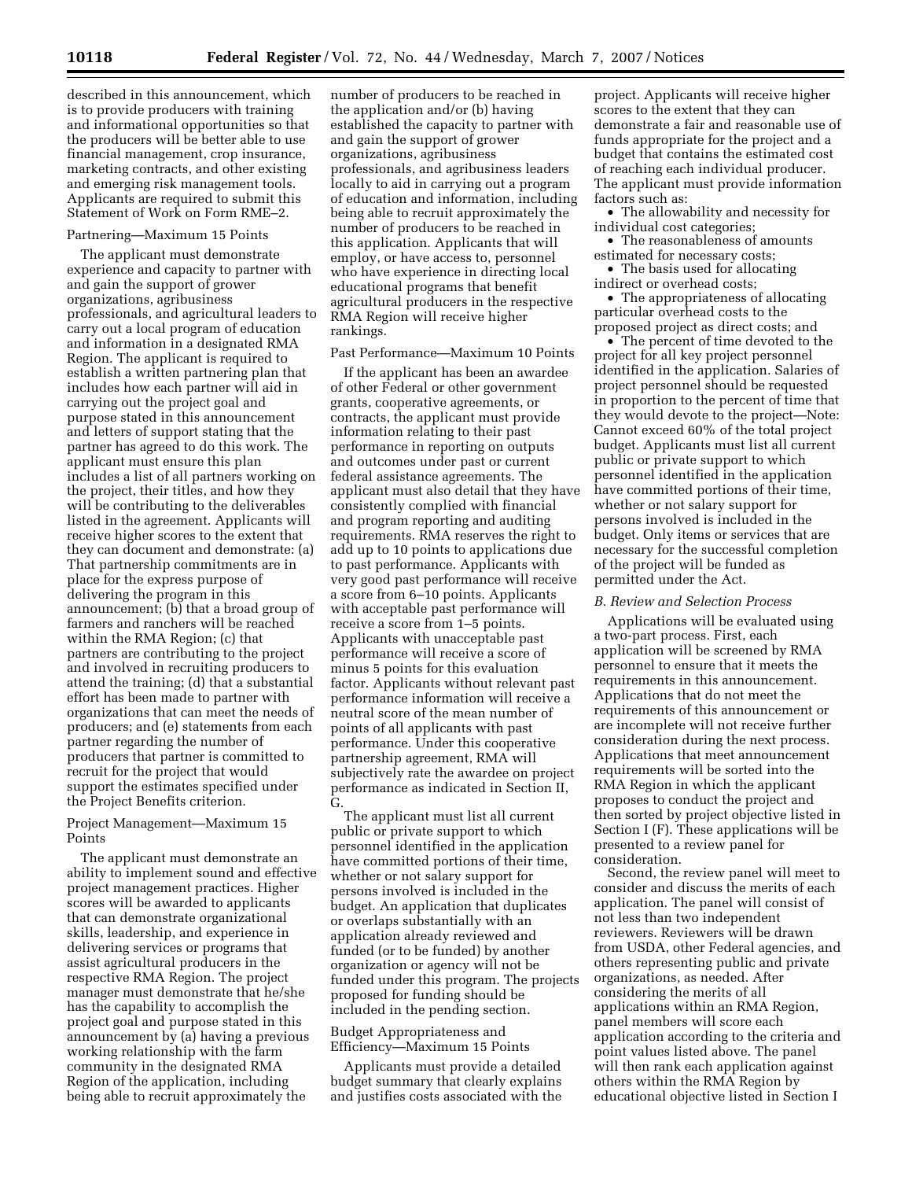described in this announcement, which is to provide producers with training and informational opportunities so that the producers will be better able to use financial management, crop insurance, marketing contracts, and other existing and emerging risk management tools. Applicants are required to submit this Statement of Work on Form RME–2.

Partnering—Maximum 15 Points

The applicant must demonstrate experience and capacity to partner with and gain the support of grower organizations, agribusiness professionals, and agricultural leaders to carry out a local program of education and information in a designated RMA Region. The applicant is required to establish a written partnering plan that includes how each partner will aid in carrying out the project goal and purpose stated in this announcement and letters of support stating that the partner has agreed to do this work. The applicant must ensure this plan includes a list of all partners working on the project, their titles, and how they will be contributing to the deliverables listed in the agreement. Applicants will receive higher scores to the extent that they can document and demonstrate: (a) That partnership commitments are in place for the express purpose of delivering the program in this announcement; (b) that a broad group of farmers and ranchers will be reached within the RMA Region; (c) that partners are contributing to the project and involved in recruiting producers to attend the training; (d) that a substantial effort has been made to partner with organizations that can meet the needs of producers; and (e) statements from each partner regarding the number of producers that partner is committed to recruit for the project that would support the estimates specified under the Project Benefits criterion.

Project Management—Maximum 15 Points

The applicant must demonstrate an ability to implement sound and effective project management practices. Higher scores will be awarded to applicants that can demonstrate organizational skills, leadership, and experience in delivering services or programs that assist agricultural producers in the respective RMA Region. The project manager must demonstrate that he/she has the capability to accomplish the project goal and purpose stated in this announcement by (a) having a previous working relationship with the farm community in the designated RMA Region of the application, including being able to recruit approximately the number of producers to be reached in the application and/or (b) having established the capacity to partner with and gain the support of grower organizations, agribusiness professionals, and agribusiness leaders locally to aid in carrying out a program of education and information, including being able to recruit approximately the number of producers to be reached in this application. Applicants that will employ, or have access to, personnel who have experience in directing local educational programs that benefit agricultural producers in the respective RMA Region will receive higher rankings.

Past Performance—Maximum 10 Points

If the applicant has been an awardee of other Federal or other government grants, cooperative agreements, or contracts, the applicant must provide information relating to their past performance in reporting on outputs and outcomes under past or current federal assistance agreements. The applicant must also detail that they have consistently complied with financial and program reporting and auditing requirements. RMA reserves the right to add up to 10 points to applications due to past performance. Applicants with very good past performance will receive a score from 6–10 points. Applicants with acceptable past performance will receive a score from 1–5 points. Applicants with unacceptable past performance will receive a score of minus 5 points for this evaluation factor. Applicants without relevant past performance information will receive a neutral score of the mean number of points of all applicants with past performance. Under this cooperative partnership agreement, RMA will subjectively rate the awardee on project performance as indicated in Section II, G.

The applicant must list all current public or private support to which personnel identified in the application have committed portions of their time, whether or not salary support for persons involved is included in the budget. An application that duplicates or overlaps substantially with an application already reviewed and funded (or to be funded) by another organization or agency will not be funded under this program. The projects proposed for funding should be included in the pending section.

Budget Appropriateness and Efficiency—Maximum 15 Points

Applicants must provide a detailed budget summary that clearly explains and justifies costs associated with the project. Applicants will receive higher scores to the extent that they can demonstrate a fair and reasonable use of funds appropriate for the project and a budget that contains the estimated cost of reaching each individual producer. The applicant must provide information factors such as:

- The allowability and necessity for individual cost categories;
- The reasonableness of amounts estimated for necessary costs;
- The basis used for allocating indirect or overhead costs;
- The appropriateness of allocating particular overhead costs to the proposed project as direct costs; and
- The percent of time devoted to the project for all key project personnel identified in the application. Salaries of project personnel should be requested in proportion to the percent of time that they would devote to the project—Note: Cannot exceed 60% of the total project budget. Applicants must list all current public or private support to which personnel identified in the application have committed portions of their time, whether or not salary support for persons involved is included in the budget. Only items or services that are necessary for the successful completion of the project will be funded as permitted under the Act.

*B. Review and Selection Process*

Applications will be evaluated using a two-part process. First, each application will be screened by RMA personnel to ensure that it meets the requirements in this announcement. Applications that do not meet the requirements of this announcement or are incomplete will not receive further consideration during the next process. Applications that meet announcement requirements will be sorted into the RMA Region in which the applicant proposes to conduct the project and then sorted by project objective listed in Section I (F). These applications will be presented to a review panel for consideration.

Second, the review panel will meet to consider and discuss the merits of each application. The panel will consist of not less than two independent reviewers. Reviewers will be drawn from USDA, other Federal agencies, and others representing public and private organizations, as needed. After considering the merits of all applications within an RMA Region, panel members will score each application according to the criteria and point values listed above. The panel will then rank each application against others within the RMA Region by educational objective listed in Section I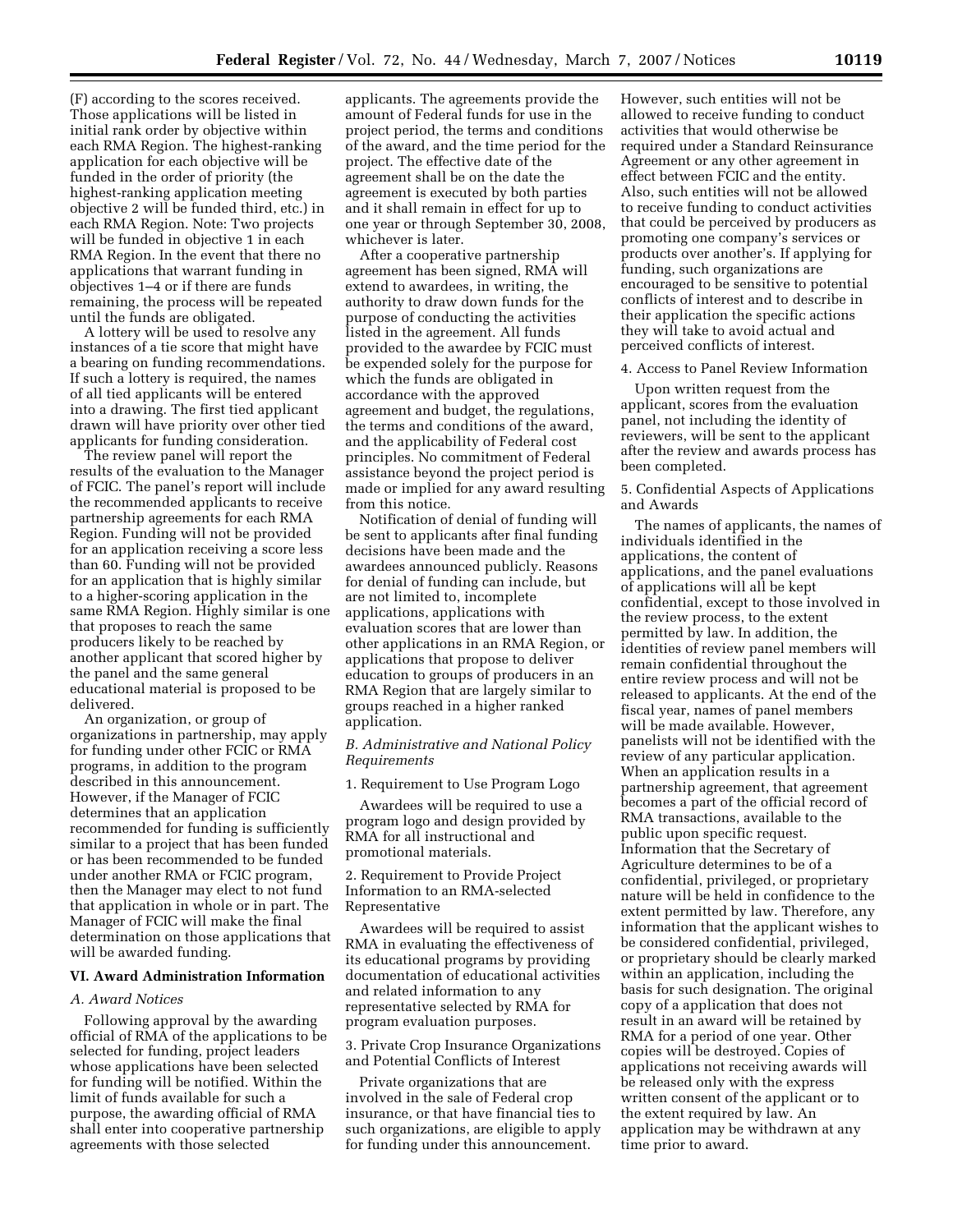(F) according to the scores received. Those applications will be listed in initial rank order by objective within each RMA Region. The highest-ranking application for each objective will be funded in the order of priority (the highest-ranking application meeting objective 2 will be funded third, etc.) in each RMA Region. Note: Two projects will be funded in objective 1 in each RMA Region. In the event that there no applications that warrant funding in objectives 1–4 or if there are funds remaining, the process will be repeated until the funds are obligated.

A lottery will be used to resolve any instances of a tie score that might have a bearing on funding recommendations. If such a lottery is required, the names of all tied applicants will be entered into a drawing. The first tied applicant drawn will have priority over other tied applicants for funding consideration.

The review panel will report the results of the evaluation to the Manager of FCIC. The panel's report will include the recommended applicants to receive partnership agreements for each RMA Region. Funding will not be provided for an application receiving a score less than 60. Funding will not be provided for an application that is highly similar to a higher-scoring application in the same RMA Region. Highly similar is one that proposes to reach the same producers likely to be reached by another applicant that scored higher by the panel and the same general educational material is proposed to be delivered.

An organization, or group of organizations in partnership, may apply for funding under other FCIC or RMA programs, in addition to the program described in this announcement. However, if the Manager of FCIC determines that an application recommended for funding is sufficiently similar to a project that has been funded or has been recommended to be funded under another RMA or FCIC program, then the Manager may elect to not fund that application in whole or in part. The Manager of FCIC will make the final determination on those applications that will be awarded funding.

## VI. Award Administration Information

### *A. Award Notices*

Following approval by the awarding official of RMA of the applications to be selected for funding, project leaders whose applications have been selected for funding will be notified. Within the limit of funds available for such a purpose, the awarding official of RMA shall enter into cooperative partnership agreements with those selected applicants. The agreements provide the amount of Federal funds for use in the project period, the terms and conditions of the award, and the time period for the project. The effective date of the agreement shall be on the date the agreement is executed by both parties and it shall remain in effect for up to one year or through September 30, 2008, whichever is later.

After a cooperative partnership agreement has been signed, RMA will extend to awardees, in writing, the authority to draw down funds for the purpose of conducting the activities listed in the agreement. All funds provided to the awardee by FCIC must be expended solely for the purpose for which the funds are obligated in accordance with the approved agreement and budget, the regulations, the terms and conditions of the award, and the applicability of Federal cost principles. No commitment of Federal assistance beyond the project period is made or implied for any award resulting from this notice.

Notification of denial of funding will be sent to applicants after final funding decisions have been made and the awardees announced publicly. Reasons for denial of funding can include, but are not limited to, incomplete applications, applications with evaluation scores that are lower than other applications in an RMA Region, or applications that propose to deliver education to groups of producers in an RMA Region that are largely similar to groups reached in a higher ranked application.

### *B. Administrative and National Policy Requirements*

1. Requirement to Use Program Logo

Awardees will be required to use a program logo and design provided by RMA for all instructional and promotional materials.

2. Requirement to Provide Project Information to an RMA-selected Representative

Awardees will be required to assist RMA in evaluating the effectiveness of its educational programs by providing documentation of educational activities and related information to any representative selected by RMA for program evaluation purposes.

3. Private Crop Insurance Organizations and Potential Conflicts of Interest

Private organizations that are involved in the sale of Federal crop insurance, or that have financial ties to such organizations, are eligible to apply for funding under this announcement. However, such entities will not be allowed to receive funding to conduct activities that would otherwise be required under a Standard Reinsurance Agreement or any other agreement in effect between FCIC and the entity. Also, such entities will not be allowed to receive funding to conduct activities that could be perceived by producers as promoting one company's services or products over another's. If applying for funding, such organizations are encouraged to be sensitive to potential conflicts of interest and to describe in their application the specific actions they will take to avoid actual and perceived conflicts of interest.

4. Access to Panel Review Information

Upon written request from the applicant, scores from the evaluation panel, not including the identity of reviewers, will be sent to the applicant after the review and awards process has been completed.

5. Confidential Aspects of Applications and Awards

The names of applicants, the names of individuals identified in the applications, the content of applications, and the panel evaluations of applications will all be kept confidential, except to those involved in the review process, to the extent permitted by law. In addition, the identities of review panel members will remain confidential throughout the entire review process and will not be released to applicants. At the end of the fiscal year, names of panel members will be made available. However, panelists will not be identified with the review of any particular application. When an application results in a partnership agreement, that agreement becomes a part of the official record of RMA transactions, available to the public upon specific request. Information that the Secretary of Agriculture determines to be of a confidential, privileged, or proprietary nature will be held in confidence to the extent permitted by law. Therefore, any information that the applicant wishes to be considered confidential, privileged, or proprietary should be clearly marked within an application, including the basis for such designation. The original copy of a application that does not result in an award will be retained by RMA for a period of one year. Other copies will be destroyed. Copies of applications not receiving awards will be released only with the express written consent of the applicant or to the extent required by law. An application may be withdrawn at any time prior to award.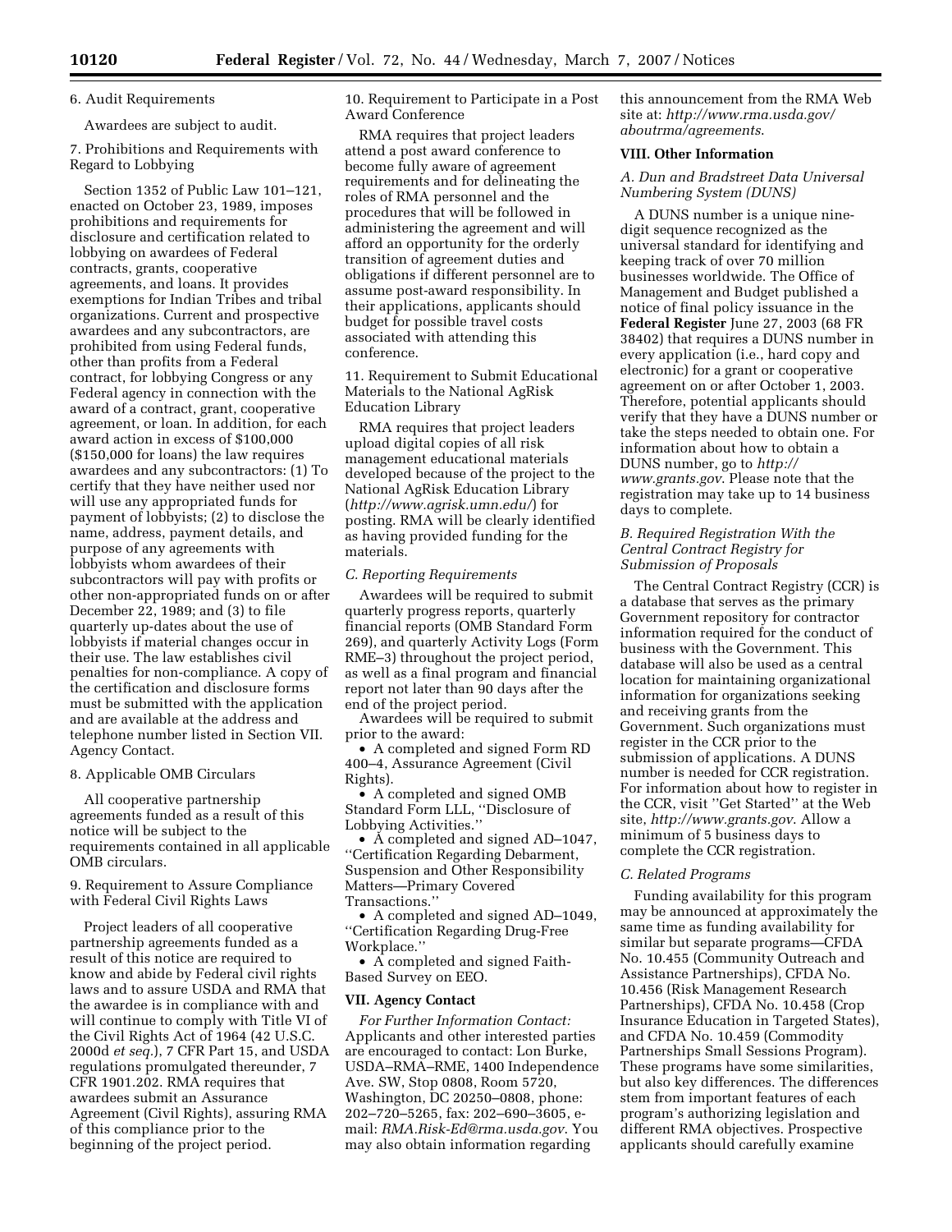6. Audit Requirements

Awardees are subject to audit.

7. Prohibitions and Requirements with Regard to Lobbying

Section 1352 of Public Law 101–121, enacted on October 23, 1989, imposes prohibitions and requirements for disclosure and certification related to lobbying on awardees of Federal contracts, grants, cooperative agreements, and loans. It provides exemptions for Indian Tribes and tribal organizations. Current and prospective awardees and any subcontractors, are prohibited from using Federal funds, other than profits from a Federal contract, for lobbying Congress or any Federal agency in connection with the award of a contract, grant, cooperative agreement, or loan. In addition, for each award action in excess of $100,000 ($150,000 for loans) the law requires awardees and any subcontractors: (1) To certify that they have neither used nor will use any appropriated funds for payment of lobbyists; (2) to disclose the name, address, payment details, and purpose of any agreements with lobbyists whom awardees of their subcontractors will pay with profits or other non-appropriated funds on or after December 22, 1989; and (3) to file quarterly up-dates about the use of lobbyists if material changes occur in their use. The law establishes civil penalties for non-compliance. A copy of the certification and disclosure forms must be submitted with the application and are available at the address and telephone number listed in Section VII. Agency Contact.

8. Applicable OMB Circulars

All cooperative partnership agreements funded as a result of this notice will be subject to the requirements contained in all applicable OMB circulars.

9. Requirement to Assure Compliance with Federal Civil Rights Laws

Project leaders of all cooperative partnership agreements funded as a result of this notice are required to know and abide by Federal civil rights laws and to assure USDA and RMA that the awardee is in compliance with and will continue to comply with Title VI of the Civil Rights Act of 1964 (42 U.S.C. 2000d *et seq.*), 7 CFR Part 15, and USDA regulations promulgated thereunder, 7 CFR 1901.202. RMA requires that awardees submit an Assurance Agreement (Civil Rights), assuring RMA of this compliance prior to the beginning of the project period.

10. Requirement to Participate in a Post Award Conference

RMA requires that project leaders attend a post award conference to become fully aware of agreement requirements and for delineating the roles of RMA personnel and the procedures that will be followed in administering the agreement and will afford an opportunity for the orderly transition of agreement duties and obligations if different personnel are to assume post-award responsibility. In their applications, applicants should budget for possible travel costs associated with attending this conference.

11. Requirement to Submit Educational Materials to the National AgRisk Education Library

RMA requires that project leaders upload digital copies of all risk management educational materials developed because of the project to the National AgRisk Education Library (*http://www.agrisk.umn.edu/*) for posting. RMA will be clearly identified as having provided funding for the materials.

*C. Reporting Requirements*

Awardees will be required to submit quarterly progress reports, quarterly financial reports (OMB Standard Form 269), and quarterly Activity Logs (Form RME–3) throughout the project period, as well as a final program and financial report not later than 90 days after the end of the project period.

Awardees will be required to submit prior to the award:

- A completed and signed Form RD 400–4, Assurance Agreement (Civil Rights).
- A completed and signed OMB Standard Form LLL, ''Disclosure of Lobbying Activities.''
- A completed and signed AD–1047, ''Certification Regarding Debarment, Suspension and Other Responsibility Matters—Primary Covered Transactions.''
- A completed and signed AD–1049, ''Certification Regarding Drug-Free Workplace.''
- A completed and signed Faith-Based Survey on EEO.

## VII. Agency Contact

*For Further Information Contact:* Applicants and other interested parties are encouraged to contact: Lon Burke, USDA–RMA–RME, 1400 Independence Ave. SW, Stop 0808, Room 5720, Washington, DC 20250–0808, phone: 202–720–5265, fax: 202–690–3605, e-mail: *RMA.Risk-Ed@rma.usda.gov*. You may also obtain information regarding this announcement from the RMA Web site at: *http://www.rma.usda.gov/aboutrma/agreements*.

## VIII. Other Information

*A. Dun and Bradstreet Data Universal Numbering System (DUNS)*

A DUNS number is a unique nine-digit sequence recognized as the universal standard for identifying and keeping track of over 70 million businesses worldwide. The Office of Management and Budget published a notice of final policy issuance in the **Federal Register** June 27, 2003 (68 FR 38402) that requires a DUNS number in every application (i.e., hard copy and electronic) for a grant or cooperative agreement on or after October 1, 2003. Therefore, potential applicants should verify that they have a DUNS number or take the steps needed to obtain one. For information about how to obtain a DUNS number, go to *http://www.grants.gov*. Please note that the registration may take up to 14 business days to complete.

*B. Required Registration With the Central Contract Registry for Submission of Proposals*

The Central Contract Registry (CCR) is a database that serves as the primary Government repository for contractor information required for the conduct of business with the Government. This database will also be used as a central location for maintaining organizational information for organizations seeking and receiving grants from the Government. Such organizations must register in the CCR prior to the submission of applications. A DUNS number is needed for CCR registration. For information about how to register in the CCR, visit ''Get Started'' at the Web site, *http://www.grants.gov*. Allow a minimum of 5 business days to complete the CCR registration.

*C. Related Programs*

Funding availability for this program may be announced at approximately the same time as funding availability for similar but separate programs—CFDA No. 10.455 (Community Outreach and Assistance Partnerships), CFDA No. 10.456 (Risk Management Research Partnerships), CFDA No. 10.458 (Crop Insurance Education in Targeted States), and CFDA No. 10.459 (Commodity Partnerships Small Sessions Program). These programs have some similarities, but also key differences. The differences stem from important features of each program's authorizing legislation and different RMA objectives. Prospective applicants should carefully examine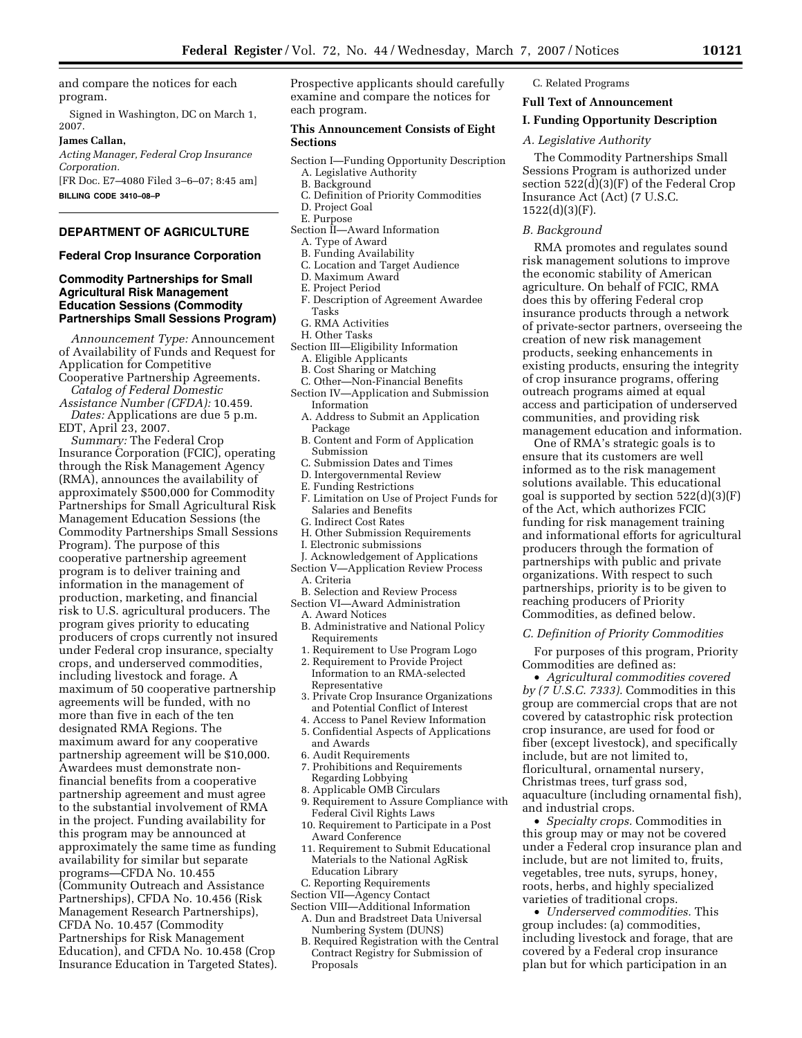and compare the notices for each program.

Signed in Washington, DC on March 1, 2007.

**James Callan,**

*Acting Manager, Federal Crop Insurance Corporation.*

[FR Doc. E7–4080 Filed 3–6–07; 8:45 am]

**BILLING CODE 3410–08–P**

## DEPARTMENT OF AGRICULTURE

### Federal Crop Insurance Corporation

### Commodity Partnerships for Small Agricultural Risk Management Education Sessions (Commodity Partnerships Small Sessions Program)

*Announcement Type:* Announcement of Availability of Funds and Request for Application for Competitive Cooperative Partnership Agreements.

*Catalog of Federal Domestic Assistance Number (CFDA):* 10.459.

*Dates:* Applications are due 5 p.m. EDT, April 23, 2007.

*Summary:* The Federal Crop Insurance Corporation (FCIC), operating through the Risk Management Agency (RMA), announces the availability of approximately $500,000 for Commodity Partnerships for Small Agricultural Risk Management Education Sessions (the Commodity Partnerships Small Sessions Program). The purpose of this cooperative partnership agreement program is to deliver training and information in the management of production, marketing, and financial risk to U.S. agricultural producers. The program gives priority to educating producers of crops currently not insured under Federal crop insurance, specialty crops, and underserved commodities, including livestock and forage. A maximum of 50 cooperative partnership agreements will be funded, with no more than five in each of the ten designated RMA Regions. The maximum award for any cooperative partnership agreement will be $10,000. Awardees must demonstrate non-financial benefits from a cooperative partnership agreement and must agree to the substantial involvement of RMA in the project. Funding availability for this program may be announced at approximately the same time as funding availability for similar but separate programs—CFDA No. 10.455 (Community Outreach and Assistance Partnerships), CFDA No. 10.456 (Risk Management Research Partnerships), CFDA No. 10.457 (Commodity Partnerships for Risk Management Education), and CFDA No. 10.458 (Crop Insurance Education in Targeted States). Prospective applicants should carefully examine and compare the notices for each program.

#### This Announcement Consists of Eight Sections

Section I—Funding Opportunity Description
- A. Legislative Authority
- B. Background
- C. Definition of Priority Commodities
- D. Project Goal
- E. Purpose

Section II—Award Information
- A. Type of Award
- B. Funding Availability
- C. Location and Target Audience
- D. Maximum Award
- E. Project Period
- F. Description of Agreement Awardee Tasks
- G. RMA Activities
- H. Other Tasks

Section III—Eligibility Information
- A. Eligible Applicants
- B. Cost Sharing or Matching
- C. Other—Non-Financial Benefits

Section IV—Application and Submission Information
- A. Address to Submit an Application Package
- B. Content and Form of Application Submission
- C. Submission Dates and Times
- D. Intergovernmental Review
- E. Funding Restrictions
- F. Limitation on Use of Project Funds for Salaries and Benefits
- G. Indirect Cost Rates
- H. Other Submission Requirements
- I. Electronic submissions
- J. Acknowledgement of Applications

Section V—Application Review Process
- A. Criteria
- B. Selection and Review Process

Section VI—Award Administration
- A. Award Notices
- B. Administrative and National Policy Requirements
  1. Requirement to Use Program Logo
  2. Requirement to Provide Project Information to an RMA-selected Representative
  3. Private Crop Insurance Organizations and Potential Conflict of Interest
  4. Access to Panel Review Information
  5. Confidential Aspects of Applications and Awards
  6. Audit Requirements
  7. Prohibitions and Requirements Regarding Lobbying
  8. Applicable OMB Circulars
  9. Requirement to Assure Compliance with Federal Civil Rights Laws
  10. Requirement to Participate in a Post Award Conference
  11. Requirement to Submit Educational Materials to the National AgRisk Education Library
- C. Reporting Requirements

Section VII—Agency Contact

Section VIII—Additional Information
- A. Dun and Bradstreet Data Universal Numbering System (DUNS)
- B. Required Registration with the Central Contract Registry for Submission of Proposals
- C. Related Programs

#### Full Text of Announcement

#### I. Funding Opportunity Description

*A. Legislative Authority*

The Commodity Partnerships Small Sessions Program is authorized under section 522(d)(3)(F) of the Federal Crop Insurance Act (Act) (7 U.S.C. 1522(d)(3)(F).

*B. Background*

RMA promotes and regulates sound risk management solutions to improve the economic stability of American agriculture. On behalf of FCIC, RMA does this by offering Federal crop insurance products through a network of private-sector partners, overseeing the creation of new risk management products, seeking enhancements in existing products, ensuring the integrity of crop insurance programs, offering outreach programs aimed at equal access and participation of underserved communities, and providing risk management education and information.

One of RMA's strategic goals is to ensure that its customers are well informed as to the risk management solutions available. This educational goal is supported by section 522(d)(3)(F) of the Act, which authorizes FCIC funding for risk management training and informational efforts for agricultural producers through the formation of partnerships with public and private organizations. With respect to such partnerships, priority is to be given to reaching producers of Priority Commodities, as defined below.

*C. Definition of Priority Commodities*

For purposes of this program, Priority Commodities are defined as:

- *Agricultural commodities covered by (7 U.S.C. 7333).* Commodities in this group are commercial crops that are not covered by catastrophic risk protection crop insurance, are used for food or fiber (except livestock), and specifically include, but are not limited to, floricultural, ornamental nursery, Christmas trees, turf grass sod, aquaculture (including ornamental fish), and industrial crops.
- *Specialty crops.* Commodities in this group may or may not be covered under a Federal crop insurance plan and include, but are not limited to, fruits, vegetables, tree nuts, syrups, honey, roots, herbs, and highly specialized varieties of traditional crops.
- *Underserved commodities.* This group includes: (a) commodities, including livestock and forage, that are covered by a Federal crop insurance plan but for which participation in an